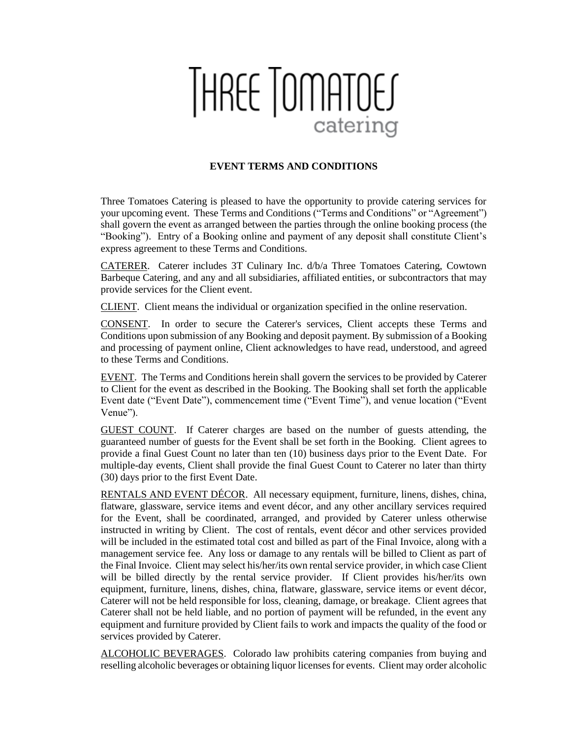# THREE TOMATOES catering

**EVENT TERMS AND CONDITIONS**

Three Tomatoes Catering is pleased to have the opportunity to provide catering services for your upcoming event. These Terms and Conditions ("Terms and Conditions" or "Agreement") shall govern the event as arranged between the parties through the online booking process (the "Booking"). Entry of a Booking online and payment of any deposit shall constitute Client's express agreement to these Terms and Conditions.

CATERER. Caterer includes 3T Culinary Inc. d/b/a Three Tomatoes Catering, Cowtown Barbeque Catering, and any and all subsidiaries, affiliated entities, or subcontractors that may provide services for the Client event.

CLIENT. Client means the individual or organization specified in the online reservation.

CONSENT. In order to secure the Caterer's services, Client accepts these Terms and Conditions upon submission of any Booking and deposit payment. By submission of a Booking and processing of payment online, Client acknowledges to have read, understood, and agreed to these Terms and Conditions.

EVENT. The Terms and Conditions herein shall govern the services to be provided by Caterer to Client for the event as described in the Booking. The Booking shall set forth the applicable Event date ("Event Date"), commencement time ("Event Time"), and venue location ("Event Venue").

GUEST COUNT. If Caterer charges are based on the number of guests attending, the guaranteed number of guests for the Event shall be set forth in the Booking. Client agrees to provide a final Guest Count no later than ten (10) business days prior to the Event Date. For multiple-day events, Client shall provide the final Guest Count to Caterer no later than thirty (30) days prior to the first Event Date.

RENTALS AND EVENT DÉCOR. All necessary equipment, furniture, linens, dishes, china, flatware, glassware, service items and event décor, and any other ancillary services required for the Event, shall be coordinated, arranged, and provided by Caterer unless otherwise instructed in writing by Client. The cost of rentals, event décor and other services provided will be included in the estimated total cost and billed as part of the Final Invoice, along with a management service fee. Any loss or damage to any rentals will be billed to Client as part of the Final Invoice. Client may select his/her/its own rental service provider, in which case Client will be billed directly by the rental service provider. If Client provides his/her/its own equipment, furniture, linens, dishes, china, flatware, glassware, service items or event décor, Caterer will not be held responsible for loss, cleaning, damage, or breakage. Client agrees that Caterer shall not be held liable, and no portion of payment will be refunded, in the event any equipment and furniture provided by Client fails to work and impacts the quality of the food or services provided by Caterer.

ALCOHOLIC BEVERAGES. Colorado law prohibits catering companies from buying and reselling alcoholic beverages or obtaining liquor licenses for events. Client may order alcoholic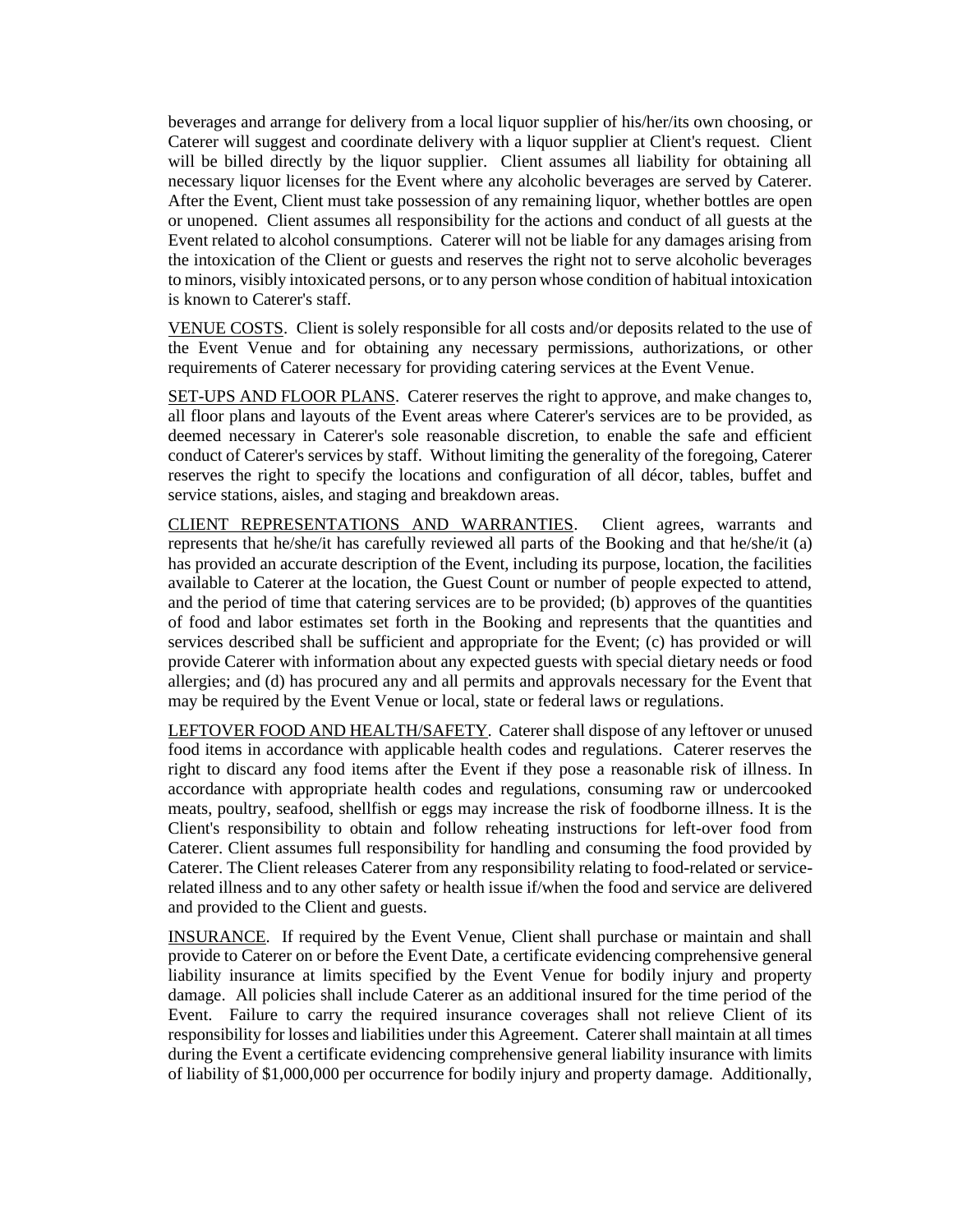beverages and arrange for delivery from a local liquor supplier of his/her/its own choosing, or Caterer will suggest and coordinate delivery with a liquor supplier at Client's request. Client will be billed directly by the liquor supplier. Client assumes all liability for obtaining all necessary liquor licenses for the Event where any alcoholic beverages are served by Caterer. After the Event, Client must take possession of any remaining liquor, whether bottles are open or unopened. Client assumes all responsibility for the actions and conduct of all guests at the Event related to alcohol consumptions. Caterer will not be liable for any damages arising from the intoxication of the Client or guests and reserves the right not to serve alcoholic beverages to minors, visibly intoxicated persons, or to any person whose condition of habitual intoxication is known to Caterer's staff.

VENUE COSTS. Client is solely responsible for all costs and/or deposits related to the use of the Event Venue and for obtaining any necessary permissions, authorizations, or other requirements of Caterer necessary for providing catering services at the Event Venue.

SET-UPS AND FLOOR PLANS. Caterer reserves the right to approve, and make changes to, all floor plans and layouts of the Event areas where Caterer's services are to be provided, as deemed necessary in Caterer's sole reasonable discretion, to enable the safe and efficient conduct of Caterer's services by staff. Without limiting the generality of the foregoing, Caterer reserves the right to specify the locations and configuration of all décor, tables, buffet and service stations, aisles, and staging and breakdown areas.

CLIENT REPRESENTATIONS AND WARRANTIES. Client agrees, warrants and represents that he/she/it has carefully reviewed all parts of the Booking and that he/she/it (a) has provided an accurate description of the Event, including its purpose, location, the facilities available to Caterer at the location, the Guest Count or number of people expected to attend, and the period of time that catering services are to be provided; (b) approves of the quantities of food and labor estimates set forth in the Booking and represents that the quantities and services described shall be sufficient and appropriate for the Event; (c) has provided or will provide Caterer with information about any expected guests with special dietary needs or food allergies; and (d) has procured any and all permits and approvals necessary for the Event that may be required by the Event Venue or local, state or federal laws or regulations.

LEFTOVER FOOD AND HEALTH/SAFETY. Caterer shall dispose of any leftover or unused food items in accordance with applicable health codes and regulations. Caterer reserves the right to discard any food items after the Event if they pose a reasonable risk of illness. In accordance with appropriate health codes and regulations, consuming raw or undercooked meats, poultry, seafood, shellfish or eggs may increase the risk of foodborne illness. It is the Client's responsibility to obtain and follow reheating instructions for left-over food from Caterer. Client assumes full responsibility for handling and consuming the food provided by Caterer. The Client releases Caterer from any responsibility relating to food-related or service-related illness and to any other safety or health issue if/when the food and service are delivered and provided to the Client and guests.

INSURANCE. If required by the Event Venue, Client shall purchase or maintain and shall provide to Caterer on or before the Event Date, a certificate evidencing comprehensive general liability insurance at limits specified by the Event Venue for bodily injury and property damage. All policies shall include Caterer as an additional insured for the time period of the Event. Failure to carry the required insurance coverages shall not relieve Client of its responsibility for losses and liabilities under this Agreement. Caterer shall maintain at all times during the Event a certificate evidencing comprehensive general liability insurance with limits of liability of $1,000,000 per occurrence for bodily injury and property damage. Additionally,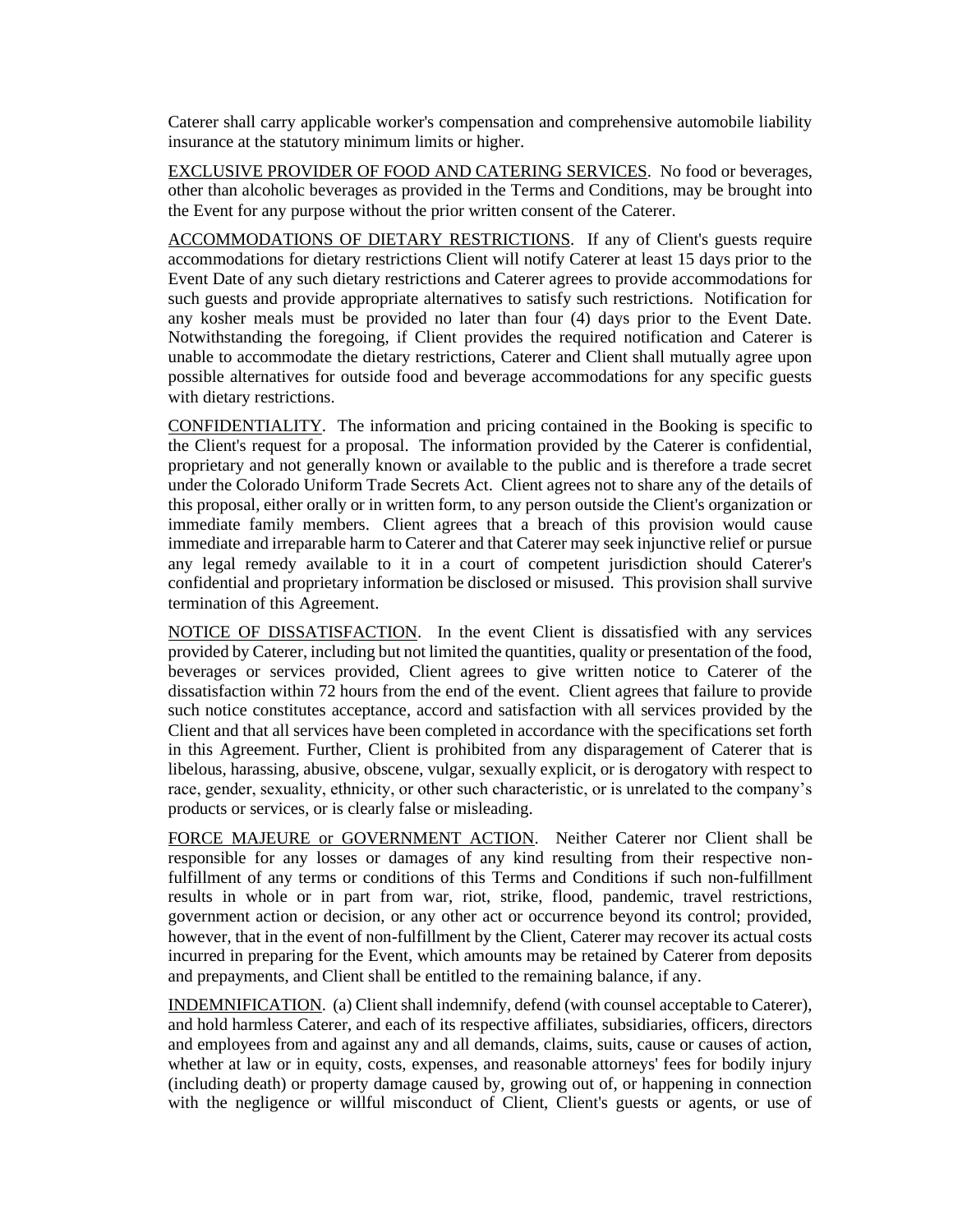Caterer shall carry applicable worker's compensation and comprehensive automobile liability insurance at the statutory minimum limits or higher.

<u>EXCLUSIVE PROVIDER OF FOOD AND CATERING SERVICES</u>. No food or beverages, other than alcoholic beverages as provided in the Terms and Conditions, may be brought into the Event for any purpose without the prior written consent of the Caterer.

<u>ACCOMMODATIONS OF DIETARY RESTRICTIONS</u>. If any of Client's guests require accommodations for dietary restrictions Client will notify Caterer at least 15 days prior to the Event Date of any such dietary restrictions and Caterer agrees to provide accommodations for such guests and provide appropriate alternatives to satisfy such restrictions. Notification for any kosher meals must be provided no later than four (4) days prior to the Event Date. Notwithstanding the foregoing, if Client provides the required notification and Caterer is unable to accommodate the dietary restrictions, Caterer and Client shall mutually agree upon possible alternatives for outside food and beverage accommodations for any specific guests with dietary restrictions.

<u>CONFIDENTIALITY</u>. The information and pricing contained in the Booking is specific to the Client's request for a proposal. The information provided by the Caterer is confidential, proprietary and not generally known or available to the public and is therefore a trade secret under the Colorado Uniform Trade Secrets Act. Client agrees not to share any of the details of this proposal, either orally or in written form, to any person outside the Client's organization or immediate family members. Client agrees that a breach of this provision would cause immediate and irreparable harm to Caterer and that Caterer may seek injunctive relief or pursue any legal remedy available to it in a court of competent jurisdiction should Caterer's confidential and proprietary information be disclosed or misused. This provision shall survive termination of this Agreement.

<u>NOTICE OF DISSATISFACTION</u>. In the event Client is dissatisfied with any services provided by Caterer, including but not limited the quantities, quality or presentation of the food, beverages or services provided, Client agrees to give written notice to Caterer of the dissatisfaction within 72 hours from the end of the event. Client agrees that failure to provide such notice constitutes acceptance, accord and satisfaction with all services provided by the Client and that all services have been completed in accordance with the specifications set forth in this Agreement. Further, Client is prohibited from any disparagement of Caterer that is libelous, harassing, abusive, obscene, vulgar, sexually explicit, or is derogatory with respect to race, gender, sexuality, ethnicity, or other such characteristic, or is unrelated to the company's products or services, or is clearly false or misleading.

<u>FORCE MAJEURE or GOVERNMENT ACTION</u>. Neither Caterer nor Client shall be responsible for any losses or damages of any kind resulting from their respective non-fulfillment of any terms or conditions of this Terms and Conditions if such non-fulfillment results in whole or in part from war, riot, strike, flood, pandemic, travel restrictions, government action or decision, or any other act or occurrence beyond its control; provided, however, that in the event of non-fulfillment by the Client, Caterer may recover its actual costs incurred in preparing for the Event, which amounts may be retained by Caterer from deposits and prepayments, and Client shall be entitled to the remaining balance, if any.

<u>INDEMNIFICATION</u>. (a) Client shall indemnify, defend (with counsel acceptable to Caterer), and hold harmless Caterer, and each of its respective affiliates, subsidiaries, officers, directors and employees from and against any and all demands, claims, suits, cause or causes of action, whether at law or in equity, costs, expenses, and reasonable attorneys' fees for bodily injury (including death) or property damage caused by, growing out of, or happening in connection with the negligence or willful misconduct of Client, Client's guests or agents, or use of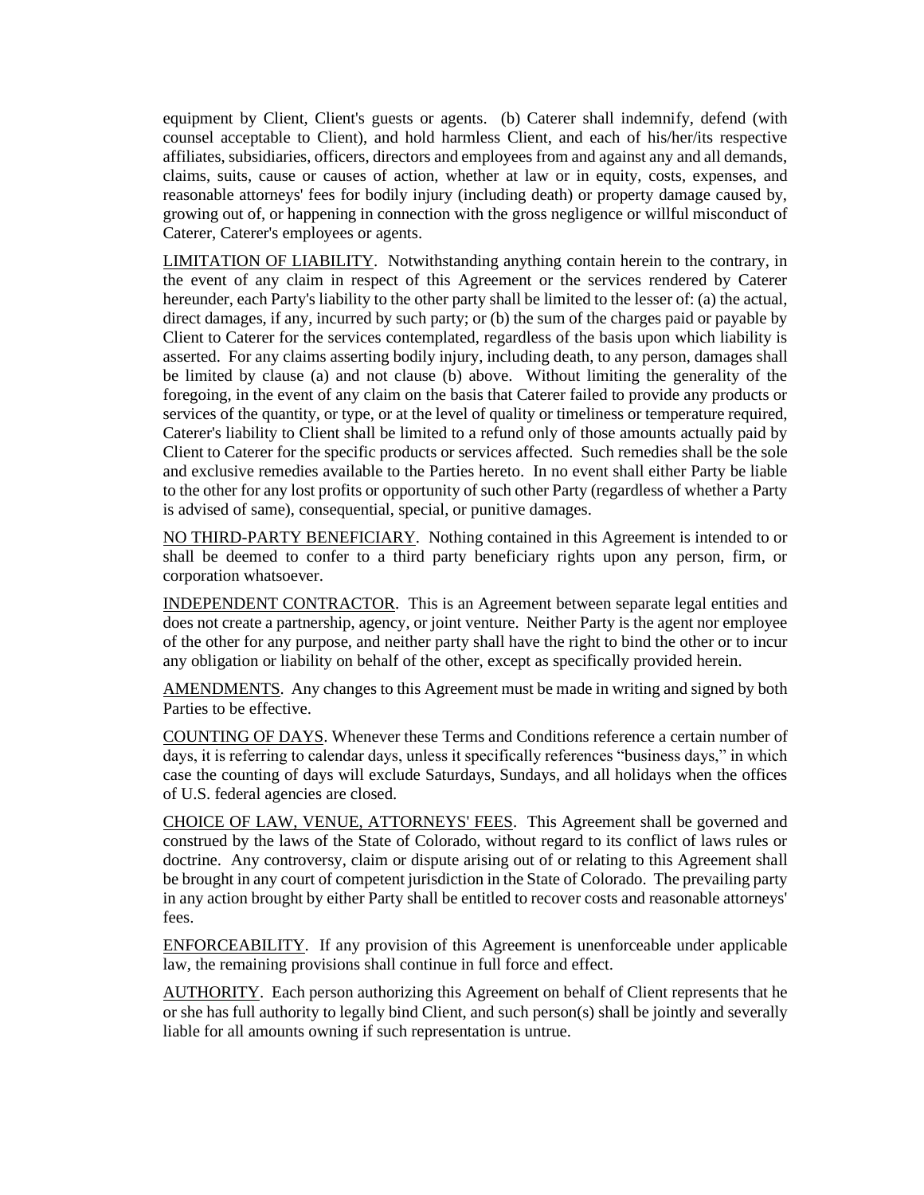equipment by Client, Client's guests or agents. (b) Caterer shall indemnify, defend (with counsel acceptable to Client), and hold harmless Client, and each of his/her/its respective affiliates, subsidiaries, officers, directors and employees from and against any and all demands, claims, suits, cause or causes of action, whether at law or in equity, costs, expenses, and reasonable attorneys' fees for bodily injury (including death) or property damage caused by, growing out of, or happening in connection with the gross negligence or willful misconduct of Caterer, Caterer's employees or agents.

<u>LIMITATION OF LIABILITY</u>. Notwithstanding anything contain herein to the contrary, in the event of any claim in respect of this Agreement or the services rendered by Caterer hereunder, each Party's liability to the other party shall be limited to the lesser of: (a) the actual, direct damages, if any, incurred by such party; or (b) the sum of the charges paid or payable by Client to Caterer for the services contemplated, regardless of the basis upon which liability is asserted. For any claims asserting bodily injury, including death, to any person, damages shall be limited by clause (a) and not clause (b) above. Without limiting the generality of the foregoing, in the event of any claim on the basis that Caterer failed to provide any products or services of the quantity, or type, or at the level of quality or timeliness or temperature required, Caterer's liability to Client shall be limited to a refund only of those amounts actually paid by Client to Caterer for the specific products or services affected. Such remedies shall be the sole and exclusive remedies available to the Parties hereto. In no event shall either Party be liable to the other for any lost profits or opportunity of such other Party (regardless of whether a Party is advised of same), consequential, special, or punitive damages.

<u>NO THIRD-PARTY BENEFICIARY</u>. Nothing contained in this Agreement is intended to or shall be deemed to confer to a third party beneficiary rights upon any person, firm, or corporation whatsoever.

<u>INDEPENDENT CONTRACTOR</u>. This is an Agreement between separate legal entities and does not create a partnership, agency, or joint venture. Neither Party is the agent nor employee of the other for any purpose, and neither party shall have the right to bind the other or to incur any obligation or liability on behalf of the other, except as specifically provided herein.

<u>AMENDMENTS</u>. Any changes to this Agreement must be made in writing and signed by both Parties to be effective.

<u>COUNTING OF DAYS</u>. Whenever these Terms and Conditions reference a certain number of days, it is referring to calendar days, unless it specifically references "business days," in which case the counting of days will exclude Saturdays, Sundays, and all holidays when the offices of U.S. federal agencies are closed.

<u>CHOICE OF LAW, VENUE, ATTORNEYS' FEES</u>. This Agreement shall be governed and construed by the laws of the State of Colorado, without regard to its conflict of laws rules or doctrine. Any controversy, claim or dispute arising out of or relating to this Agreement shall be brought in any court of competent jurisdiction in the State of Colorado. The prevailing party in any action brought by either Party shall be entitled to recover costs and reasonable attorneys' fees.

<u>ENFORCEABILITY</u>. If any provision of this Agreement is unenforceable under applicable law, the remaining provisions shall continue in full force and effect.

<u>AUTHORITY</u>. Each person authorizing this Agreement on behalf of Client represents that he or she has full authority to legally bind Client, and such person(s) shall be jointly and severally liable for all amounts owning if such representation is untrue.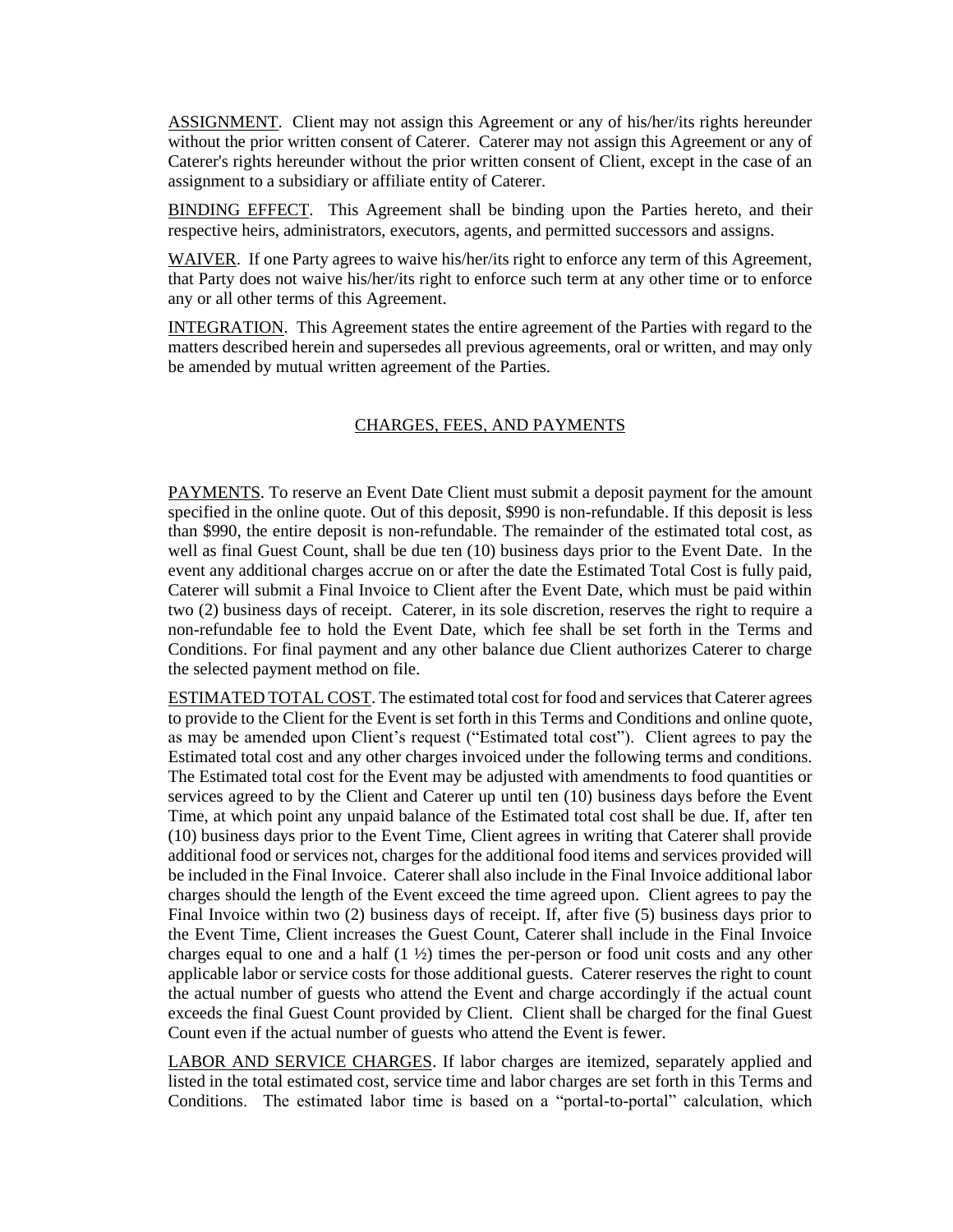ASSIGNMENT. Client may not assign this Agreement or any of his/her/its rights hereunder without the prior written consent of Caterer. Caterer may not assign this Agreement or any of Caterer's rights hereunder without the prior written consent of Client, except in the case of an assignment to a subsidiary or affiliate entity of Caterer.

BINDING EFFECT. This Agreement shall be binding upon the Parties hereto, and their respective heirs, administrators, executors, agents, and permitted successors and assigns.

WAIVER. If one Party agrees to waive his/her/its right to enforce any term of this Agreement, that Party does not waive his/her/its right to enforce such term at any other time or to enforce any or all other terms of this Agreement.

INTEGRATION. This Agreement states the entire agreement of the Parties with regard to the matters described herein and supersedes all previous agreements, oral or written, and may only be amended by mutual written agreement of the Parties.

## CHARGES, FEES, AND PAYMENTS

PAYMENTS. To reserve an Event Date Client must submit a deposit payment for the amount specified in the online quote. Out of this deposit, $990 is non-refundable. If this deposit is less than $990, the entire deposit is non-refundable. The remainder of the estimated total cost, as well as final Guest Count, shall be due ten (10) business days prior to the Event Date. In the event any additional charges accrue on or after the date the Estimated Total Cost is fully paid, Caterer will submit a Final Invoice to Client after the Event Date, which must be paid within two (2) business days of receipt. Caterer, in its sole discretion, reserves the right to require a non-refundable fee to hold the Event Date, which fee shall be set forth in the Terms and Conditions. For final payment and any other balance due Client authorizes Caterer to charge the selected payment method on file.

ESTIMATED TOTAL COST. The estimated total cost for food and services that Caterer agrees to provide to the Client for the Event is set forth in this Terms and Conditions and online quote, as may be amended upon Client's request ("Estimated total cost"). Client agrees to pay the Estimated total cost and any other charges invoiced under the following terms and conditions. The Estimated total cost for the Event may be adjusted with amendments to food quantities or services agreed to by the Client and Caterer up until ten (10) business days before the Event Time, at which point any unpaid balance of the Estimated total cost shall be due. If, after ten (10) business days prior to the Event Time, Client agrees in writing that Caterer shall provide additional food or services not, charges for the additional food items and services provided will be included in the Final Invoice. Caterer shall also include in the Final Invoice additional labor charges should the length of the Event exceed the time agreed upon. Client agrees to pay the Final Invoice within two (2) business days of receipt. If, after five (5) business days prior to the Event Time, Client increases the Guest Count, Caterer shall include in the Final Invoice charges equal to one and a half (1 ½) times the per-person or food unit costs and any other applicable labor or service costs for those additional guests. Caterer reserves the right to count the actual number of guests who attend the Event and charge accordingly if the actual count exceeds the final Guest Count provided by Client. Client shall be charged for the final Guest Count even if the actual number of guests who attend the Event is fewer.

LABOR AND SERVICE CHARGES. If labor charges are itemized, separately applied and listed in the total estimated cost, service time and labor charges are set forth in this Terms and Conditions. The estimated labor time is based on a "portal-to-portal" calculation, which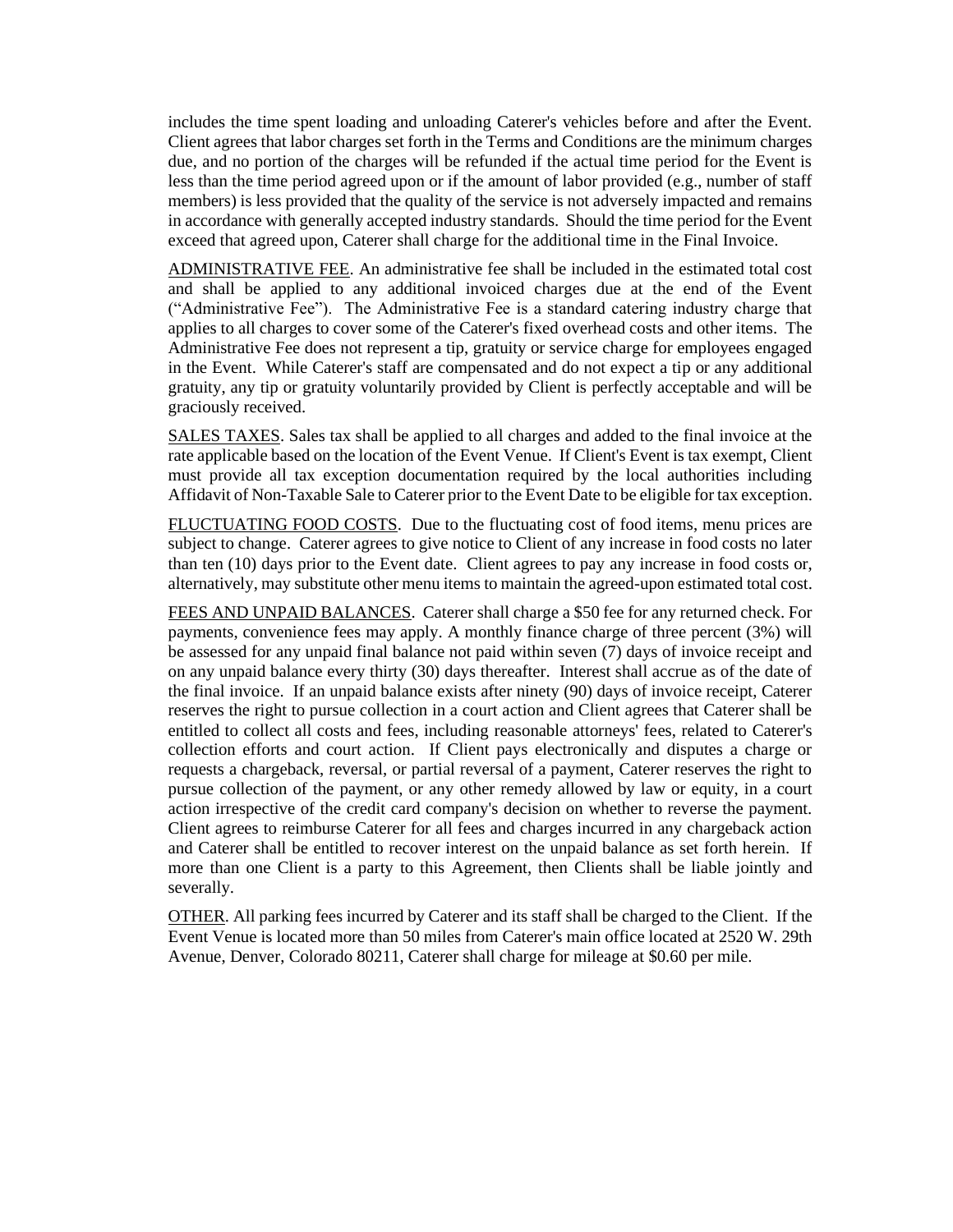includes the time spent loading and unloading Caterer's vehicles before and after the Event. Client agrees that labor charges set forth in the Terms and Conditions are the minimum charges due, and no portion of the charges will be refunded if the actual time period for the Event is less than the time period agreed upon or if the amount of labor provided (e.g., number of staff members) is less provided that the quality of the service is not adversely impacted and remains in accordance with generally accepted industry standards. Should the time period for the Event exceed that agreed upon, Caterer shall charge for the additional time in the Final Invoice.

<u>ADMINISTRATIVE FEE</u>. An administrative fee shall be included in the estimated total cost and shall be applied to any additional invoiced charges due at the end of the Event ("Administrative Fee"). The Administrative Fee is a standard catering industry charge that applies to all charges to cover some of the Caterer's fixed overhead costs and other items. The Administrative Fee does not represent a tip, gratuity or service charge for employees engaged in the Event. While Caterer's staff are compensated and do not expect a tip or any additional gratuity, any tip or gratuity voluntarily provided by Client is perfectly acceptable and will be graciously received.

<u>SALES TAXES</u>. Sales tax shall be applied to all charges and added to the final invoice at the rate applicable based on the location of the Event Venue. If Client's Event is tax exempt, Client must provide all tax exception documentation required by the local authorities including Affidavit of Non-Taxable Sale to Caterer prior to the Event Date to be eligible for tax exception.

<u>FLUCTUATING FOOD COSTS</u>. Due to the fluctuating cost of food items, menu prices are subject to change. Caterer agrees to give notice to Client of any increase in food costs no later than ten (10) days prior to the Event date. Client agrees to pay any increase in food costs or, alternatively, may substitute other menu items to maintain the agreed-upon estimated total cost.

<u>FEES AND UNPAID BALANCES</u>. Caterer shall charge a $50 fee for any returned check. For payments, convenience fees may apply. A monthly finance charge of three percent (3%) will be assessed for any unpaid final balance not paid within seven (7) days of invoice receipt and on any unpaid balance every thirty (30) days thereafter. Interest shall accrue as of the date of the final invoice. If an unpaid balance exists after ninety (90) days of invoice receipt, Caterer reserves the right to pursue collection in a court action and Client agrees that Caterer shall be entitled to collect all costs and fees, including reasonable attorneys' fees, related to Caterer's collection efforts and court action. If Client pays electronically and disputes a charge or requests a chargeback, reversal, or partial reversal of a payment, Caterer reserves the right to pursue collection of the payment, or any other remedy allowed by law or equity, in a court action irrespective of the credit card company's decision on whether to reverse the payment. Client agrees to reimburse Caterer for all fees and charges incurred in any chargeback action and Caterer shall be entitled to recover interest on the unpaid balance as set forth herein. If more than one Client is a party to this Agreement, then Clients shall be liable jointly and severally.

<u>OTHER</u>. All parking fees incurred by Caterer and its staff shall be charged to the Client. If the Event Venue is located more than 50 miles from Caterer's main office located at 2520 W. 29th Avenue, Denver, Colorado 80211, Caterer shall charge for mileage at $0.60 per mile.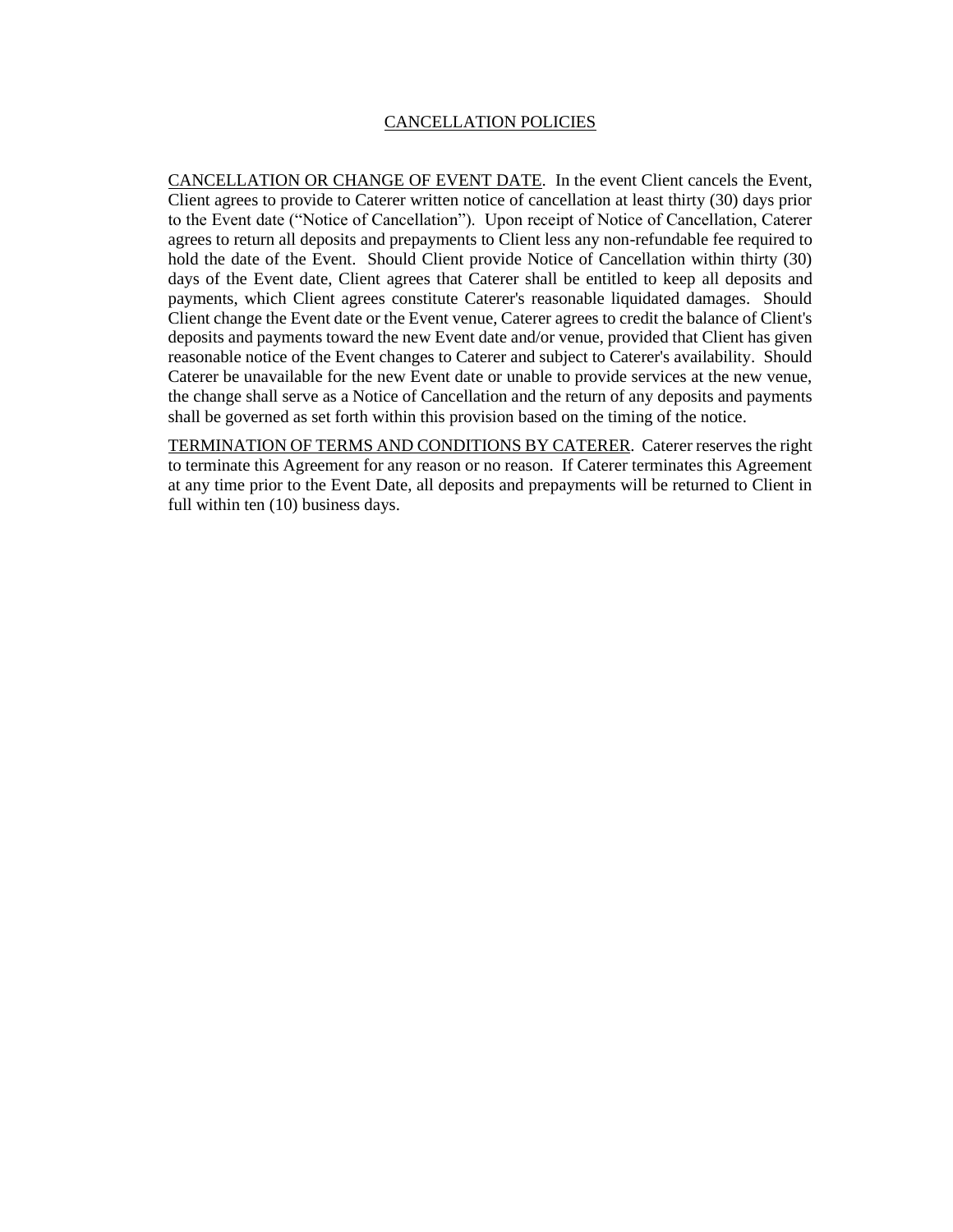## CANCELLATION POLICIES

CANCELLATION OR CHANGE OF EVENT DATE. In the event Client cancels the Event, Client agrees to provide to Caterer written notice of cancellation at least thirty (30) days prior to the Event date ("Notice of Cancellation"). Upon receipt of Notice of Cancellation, Caterer agrees to return all deposits and prepayments to Client less any non-refundable fee required to hold the date of the Event. Should Client provide Notice of Cancellation within thirty (30) days of the Event date, Client agrees that Caterer shall be entitled to keep all deposits and payments, which Client agrees constitute Caterer's reasonable liquidated damages. Should Client change the Event date or the Event venue, Caterer agrees to credit the balance of Client's deposits and payments toward the new Event date and/or venue, provided that Client has given reasonable notice of the Event changes to Caterer and subject to Caterer's availability. Should Caterer be unavailable for the new Event date or unable to provide services at the new venue, the change shall serve as a Notice of Cancellation and the return of any deposits and payments shall be governed as set forth within this provision based on the timing of the notice.

TERMINATION OF TERMS AND CONDITIONS BY CATERER. Caterer reserves the right to terminate this Agreement for any reason or no reason. If Caterer terminates this Agreement at any time prior to the Event Date, all deposits and prepayments will be returned to Client in full within ten (10) business days.